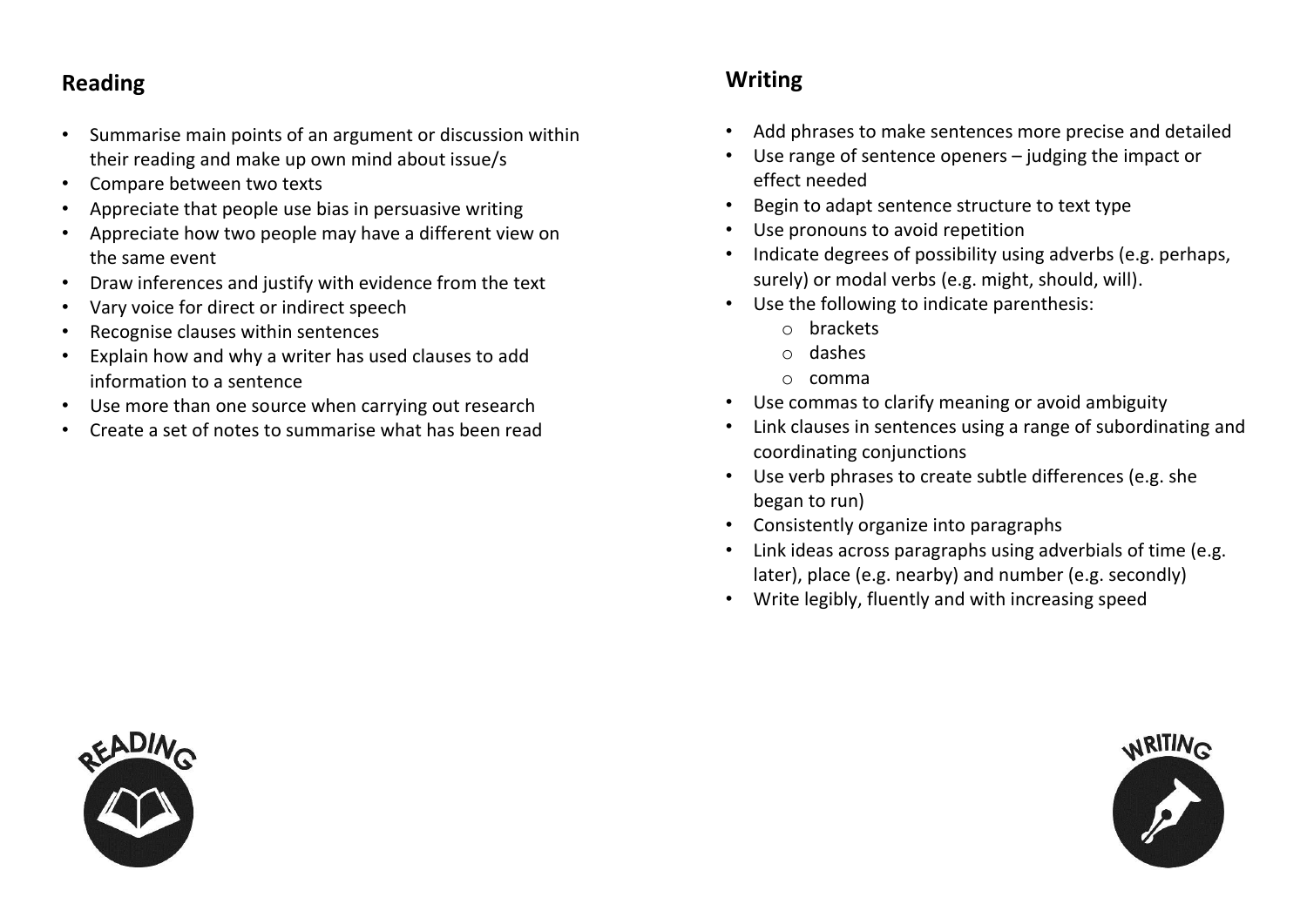## Reading

- Summarise main points of an argument or discussion within their reading and make up own mind about issue/s
- Compare between two texts
- Appreciate that people use bias in persuasive writing
- Appreciate how two people may have a different view on the same event
- Draw inferences and justify with evidence from the text
- Vary voice for direct or indirect speech
- Recognise clauses within sentences
- Explain how and why a writer has used clauses to add information to a sentence
- Use more than one source when carrying out research
- Create a set of notes to summarise what has been read

## Writing

- Add phrases to make sentences more precise and detailed
- Use range of sentence openers – judging the impact or effect needed
- Begin to adapt sentence structure to text type
- Use pronouns to avoid repetition
- Indicate degrees of possibility using adverbs (e.g. perhaps, surely) or modal verbs (e.g. might, should, will).
- Use the following to indicate parenthesis:
  - brackets
  - dashes
  - comma
- Use commas to clarify meaning or avoid ambiguity
- Link clauses in sentences using a range of subordinating and coordinating conjunctions
- Use verb phrases to create subtle differences (e.g. she began to run)
- Consistently organize into paragraphs
- Link ideas across paragraphs using adverbials of time (e.g. later), place (e.g. nearby) and number (e.g. secondly)
- Write legibly, fluently and with increasing speed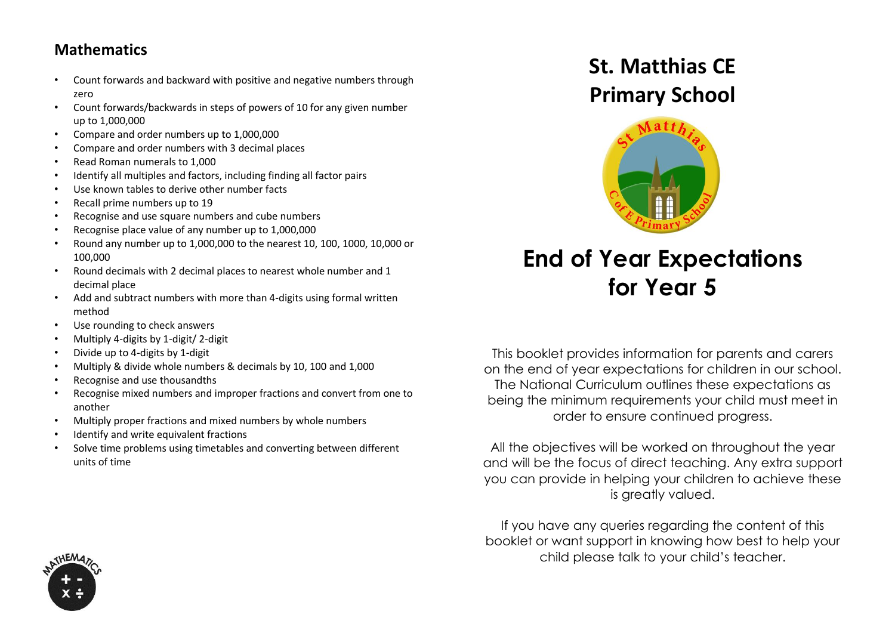## Mathematics

- Count forwards and backward with positive and negative numbers through zero
- Count forwards/backwards in steps of powers of 10 for any given number up to 1,000,000
- Compare and order numbers up to 1,000,000
- Compare and order numbers with 3 decimal places
- Read Roman numerals to 1,000
- Identify all multiples and factors, including finding all factor pairs
- Use known tables to derive other number facts
- Recall prime numbers up to 19
- Recognise and use square numbers and cube numbers
- Recognise place value of any number up to 1,000,000
- Round any number up to 1,000,000 to the nearest 10, 100, 1000, 10,000 or 100,000
- Round decimals with 2 decimal places to nearest whole number and 1 decimal place
- Add and subtract numbers with more than 4-digits using formal written method
- Use rounding to check answers
- Multiply 4-digits by 1-digit/ 2-digit
- Divide up to 4-digits by 1-digit
- Multiply & divide whole numbers & decimals by 10, 100 and 1,000
- Recognise and use thousandths
- Recognise mixed numbers and improper fractions and convert from one to another
- Multiply proper fractions and mixed numbers by whole numbers
- Identify and write equivalent fractions
- Solve time problems using timetables and converting between different units of time

# St. Matthias CE Primary School

# End of Year Expectations for Year 5

This booklet provides information for parents and carers on the end of year expectations for children in our school. The National Curriculum outlines these expectations as being the minimum requirements your child must meet in order to ensure continued progress.

All the objectives will be worked on throughout the year and will be the focus of direct teaching. Any extra support you can provide in helping your children to achieve these is greatly valued.

If you have any queries regarding the content of this booklet or want support in knowing how best to help your child please talk to your child's teacher.